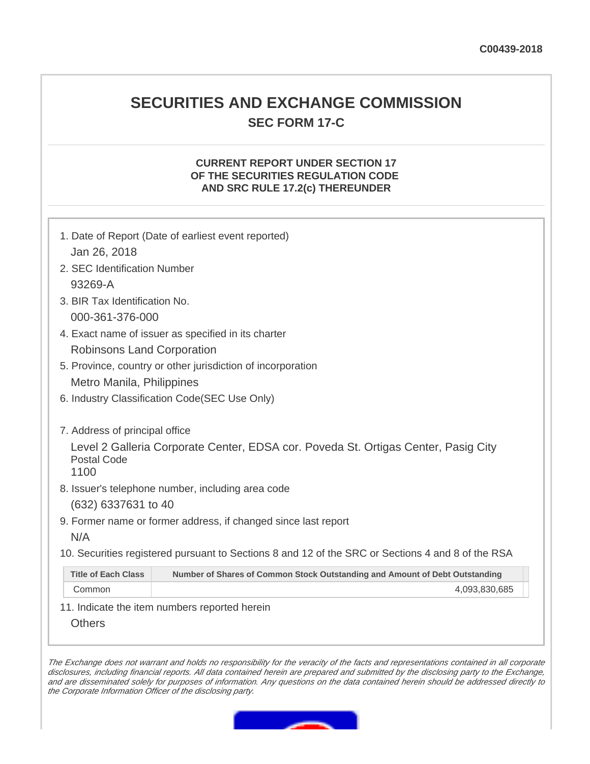C00439-2018

# SECURITIES AND EXCHANGE COMMISSION

## SEC FORM 17-C

### CURRENT REPORT UNDER SECTION 17 OF THE SECURITIES REGULATION CODE AND SRC RULE 17.2(c) THEREUNDER

1. Date of Report (Date of earliest event reported)

   Jan 26, 2018

2. SEC Identification Number

   93269-A

3. BIR Tax Identification No.

   000-361-376-000

4. Exact name of issuer as specified in its charter

   Robinsons Land Corporation

5. Province, country or other jurisdiction of incorporation

   Metro Manila, Philippines

6. Industry Classification Code(SEC Use Only)

7. Address of principal office

   Level 2 Galleria Corporate Center, EDSA cor. Poveda St. Ortigas Center, Pasig City
   Postal Code
   1100

8. Issuer's telephone number, including area code

   (632) 6337631 to 40

9. Former name or former address, if changed since last report

   N/A

10. Securities registered pursuant to Sections 8 and 12 of the SRC or Sections 4 and 8 of the RSA

| Title of Each Class | Number of Shares of Common Stock Outstanding and Amount of Debt Outstanding |
|---|---|
| Common | 4,093,830,685 |

11. Indicate the item numbers reported herein

    Others

*The Exchange does not warrant and holds no responsibility for the veracity of the facts and representations contained in all corporate disclosures, including financial reports. All data contained herein are prepared and submitted by the disclosing party to the Exchange, and are disseminated solely for purposes of information. Any questions on the data contained herein should be addressed directly to the Corporate Information Officer of the disclosing party.*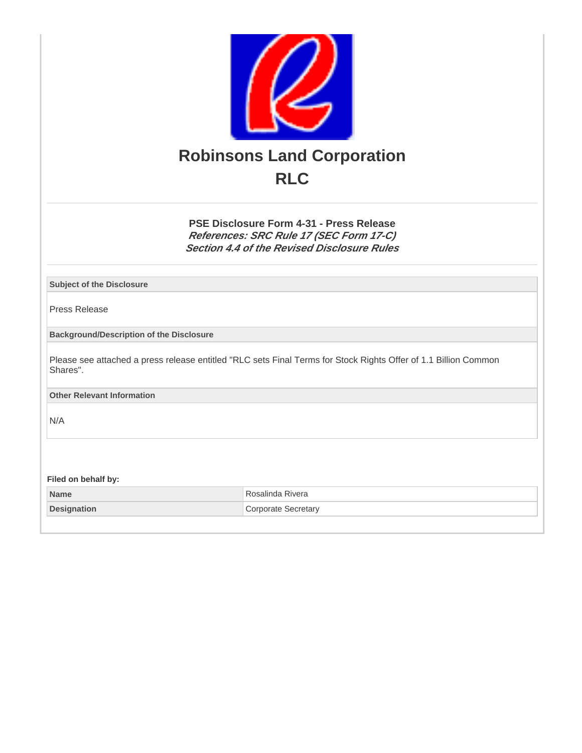# Robinsons Land Corporation

# RLC

### PSE Disclosure Form 4-31 - Press Release

***References: SRC Rule 17 (SEC Form 17-C)***
***Section 4.4 of the Revised Disclosure Rules***

**Subject of the Disclosure**

Press Release

**Background/Description of the Disclosure**

Please see attached a press release entitled "RLC sets Final Terms for Stock Rights Offer of 1.1 Billion Common Shares".

**Other Relevant Information**

N/A

**Filed on behalf by:**

| | |
|---|---|
| **Name** | Rosalinda Rivera |
| **Designation** | Corporate Secretary |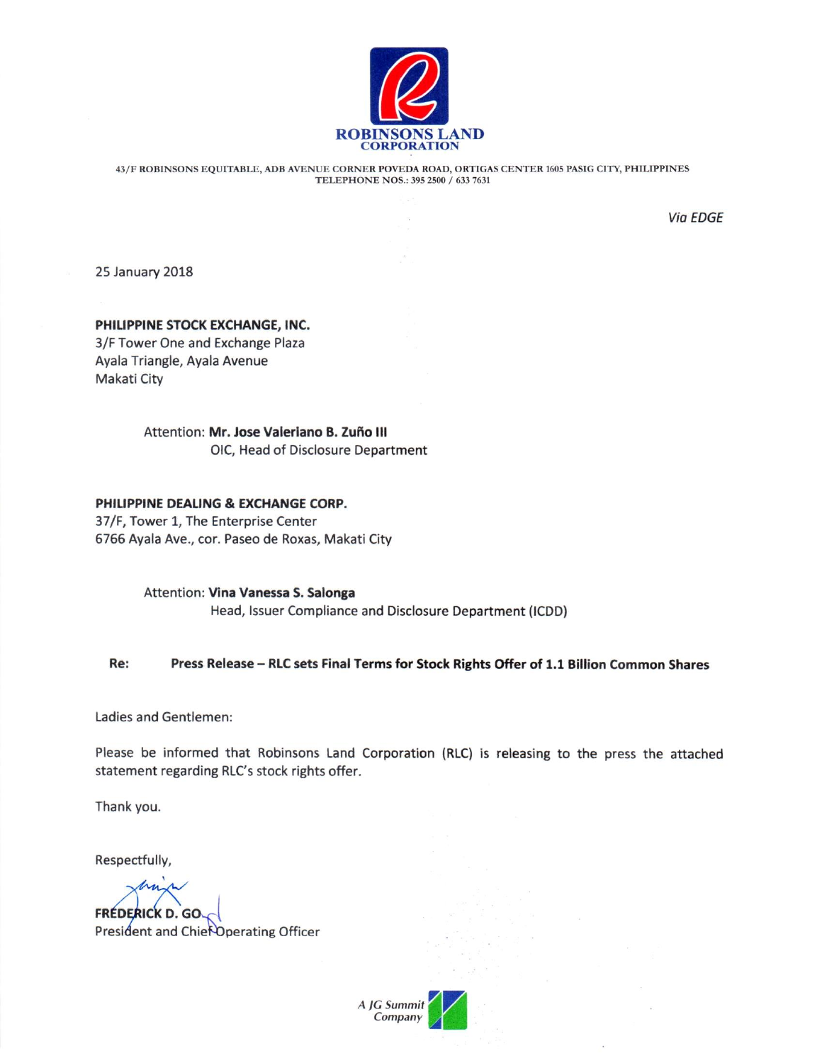ROBINSONS LAND CORPORATION

43/F ROBINSONS EQUITABLE, ADB AVENUE CORNER POVEDA ROAD, ORTIGAS CENTER 1605 PASIG CITY, PHILIPPINES
TELEPHONE NOS.: 395 2500 / 633 7631

*Via EDGE*

25 January 2018

**PHILIPPINE STOCK EXCHANGE, INC.**
3/F Tower One and Exchange Plaza
Ayala Triangle, Ayala Avenue
Makati City

Attention: **Mr. Jose Valeriano B. Zuño III**
OIC, Head of Disclosure Department

**PHILIPPINE DEALING & EXCHANGE CORP.**
37/F, Tower 1, The Enterprise Center
6766 Ayala Ave., cor. Paseo de Roxas, Makati City

Attention: **Vina Vanessa S. Salonga**
Head, Issuer Compliance and Disclosure Department (ICDD)

**Re: Press Release – RLC sets Final Terms for Stock Rights Offer of 1.1 Billion Common Shares**

Ladies and Gentlemen:

Please be informed that Robinsons Land Corporation (RLC) is releasing to the press the attached statement regarding RLC's stock rights offer.

Thank you.

Respectfully,

**FREDERICK D. GO**
President and Chief Operating Officer

*A JG Summit Company*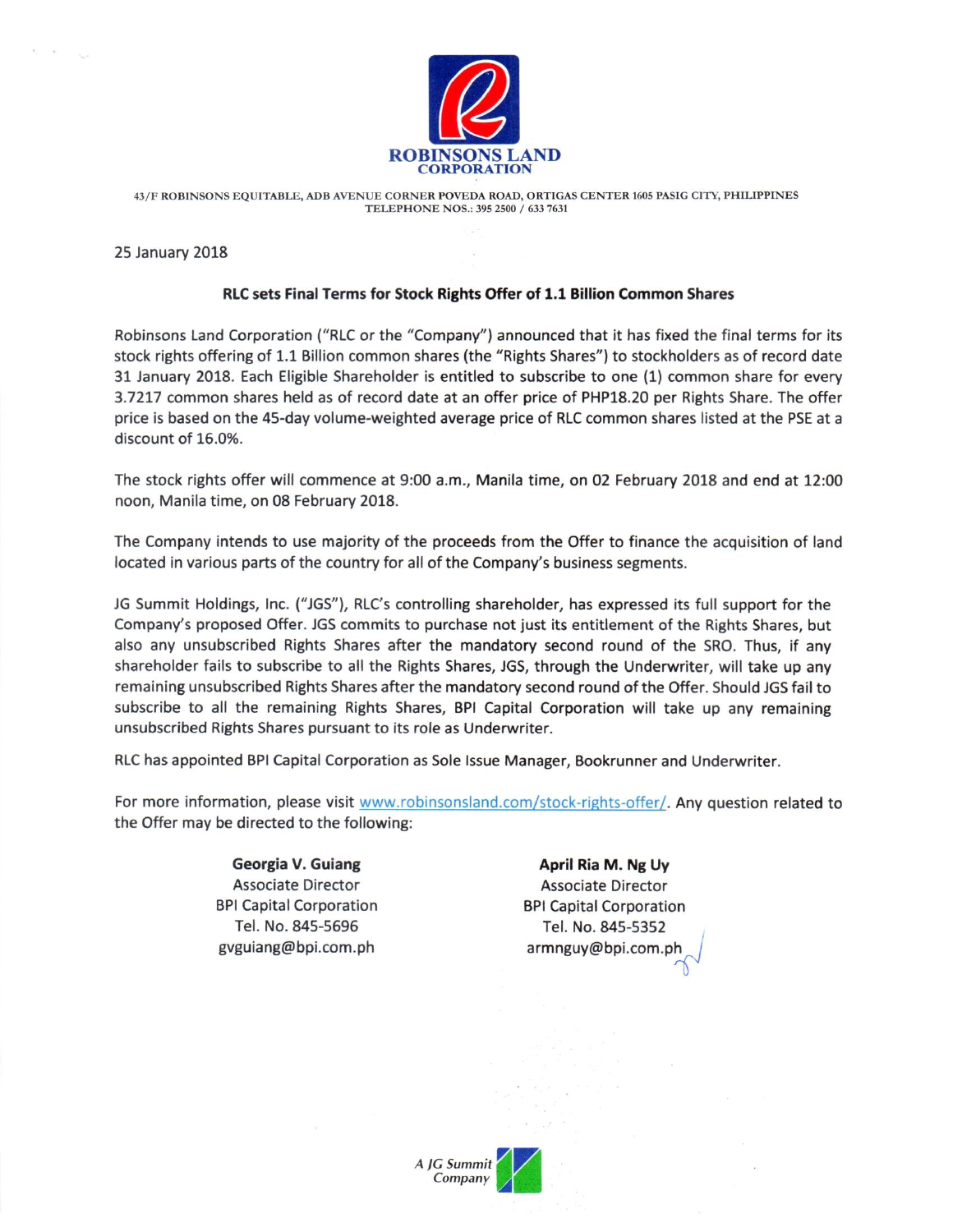**ROBINSONS LAND CORPORATION**

43/F ROBINSONS EQUITABLE, ADB AVENUE CORNER POVEDA ROAD, ORTIGAS CENTER 1605 PASIG CITY, PHILIPPINES
TELEPHONE NOS.: 395 2500 / 633 7631

25 January 2018

**RLC sets Final Terms for Stock Rights Offer of 1.1 Billion Common Shares**

Robinsons Land Corporation ("RLC or the "Company") announced that it has fixed the final terms for its stock rights offering of 1.1 Billion common shares (the "Rights Shares") to stockholders as of record date 31 January 2018. Each Eligible Shareholder is entitled to subscribe to one (1) common share for every 3.7217 common shares held as of record date at an offer price of PHP18.20 per Rights Share. The offer price is based on the 45-day volume-weighted average price of RLC common shares listed at the PSE at a discount of 16.0%.

The stock rights offer will commence at 9:00 a.m., Manila time, on 02 February 2018 and end at 12:00 noon, Manila time, on 08 February 2018.

The Company intends to use majority of the proceeds from the Offer to finance the acquisition of land located in various parts of the country for all of the Company's business segments.

JG Summit Holdings, Inc. ("JGS"), RLC's controlling shareholder, has expressed its full support for the Company's proposed Offer. JGS commits to purchase not just its entitlement of the Rights Shares, but also any unsubscribed Rights Shares after the mandatory second round of the SRO. Thus, if any shareholder fails to subscribe to all the Rights Shares, JGS, through the Underwriter, will take up any remaining unsubscribed Rights Shares after the mandatory second round of the Offer. Should JGS fail to subscribe to all the remaining Rights Shares, BPI Capital Corporation will take up any remaining unsubscribed Rights Shares pursuant to its role as Underwriter.

RLC has appointed BPI Capital Corporation as Sole Issue Manager, Bookrunner and Underwriter.

For more information, please visit www.robinsonsland.com/stock-rights-offer/. Any question related to the Offer may be directed to the following:

**Georgia V. Guiang**
Associate Director
BPI Capital Corporation
Tel. No. 845-5696
gvguiang@bpi.com.ph

**April Ria M. Ng Uy**
Associate Director
BPI Capital Corporation
Tel. No. 845-5352
armnguy@bpi.com.ph

*A JG Summit Company*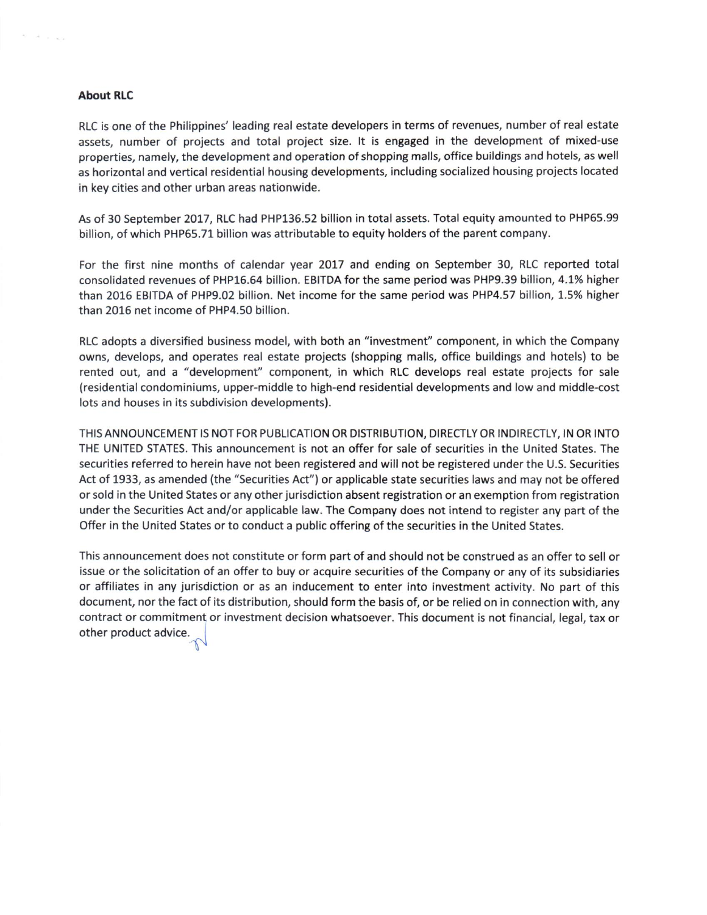**About RLC**

RLC is one of the Philippines' leading real estate developers in terms of revenues, number of real estate assets, number of projects and total project size. It is engaged in the development of mixed-use properties, namely, the development and operation of shopping malls, office buildings and hotels, as well as horizontal and vertical residential housing developments, including socialized housing projects located in key cities and other urban areas nationwide.

As of 30 September 2017, RLC had PHP136.52 billion in total assets. Total equity amounted to PHP65.99 billion, of which PHP65.71 billion was attributable to equity holders of the parent company.

For the first nine months of calendar year 2017 and ending on September 30, RLC reported total consolidated revenues of PHP16.64 billion. EBITDA for the same period was PHP9.39 billion, 4.1% higher than 2016 EBITDA of PHP9.02 billion. Net income for the same period was PHP4.57 billion, 1.5% higher than 2016 net income of PHP4.50 billion.

RLC adopts a diversified business model, with both an "investment" component, in which the Company owns, develops, and operates real estate projects (shopping malls, office buildings and hotels) to be rented out, and a "development" component, in which RLC develops real estate projects for sale (residential condominiums, upper-middle to high-end residential developments and low and middle-cost lots and houses in its subdivision developments).

THIS ANNOUNCEMENT IS NOT FOR PUBLICATION OR DISTRIBUTION, DIRECTLY OR INDIRECTLY, IN OR INTO THE UNITED STATES. This announcement is not an offer for sale of securities in the United States. The securities referred to herein have not been registered and will not be registered under the U.S. Securities Act of 1933, as amended (the "Securities Act") or applicable state securities laws and may not be offered or sold in the United States or any other jurisdiction absent registration or an exemption from registration under the Securities Act and/or applicable law. The Company does not intend to register any part of the Offer in the United States or to conduct a public offering of the securities in the United States.

This announcement does not constitute or form part of and should not be construed as an offer to sell or issue or the solicitation of an offer to buy or acquire securities of the Company or any of its subsidiaries or affiliates in any jurisdiction or as an inducement to enter into investment activity. No part of this document, nor the fact of its distribution, should form the basis of, or be relied on in connection with, any contract or commitment or investment decision whatsoever. This document is not financial, legal, tax or other product advice.